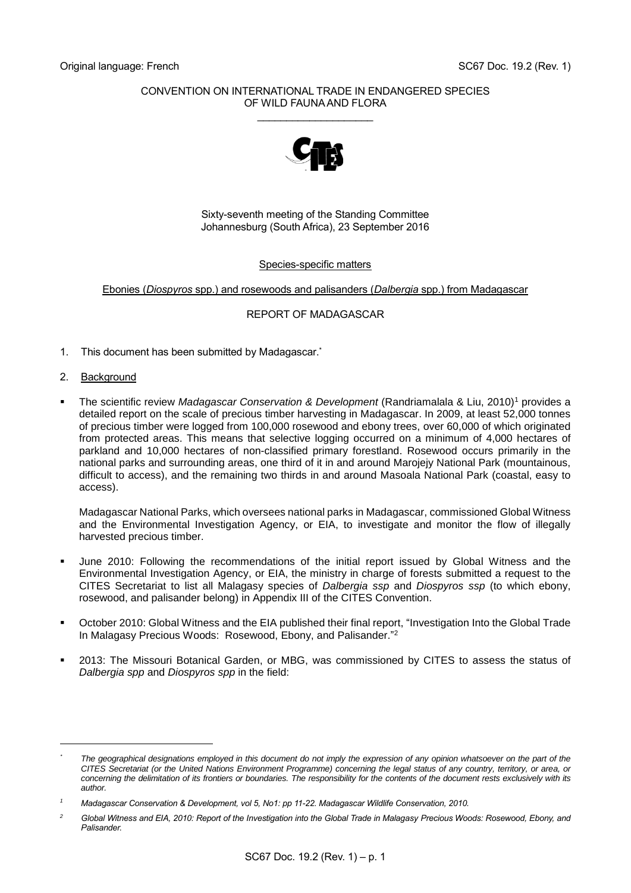Original language: French

SC67 Doc. 19.2 (Rev. 1)

CONVENTION ON INTERNATIONAL TRADE IN ENDANGERED SPECIES OF WILD FAUNA AND FLORA

\_\_\_\_\_\_\_\_\_\_\_\_\_\_\_\_\_\_\_\_

Sixty-seventh meeting of the Standing Committee
Johannesburg (South Africa), 23 September 2016

Species-specific matters

Ebonies (*Diospyros* spp.) and rosewoods and palisanders (*Dalbergia* spp.) from Madagascar

REPORT OF MADAGASCAR

1. This document has been submitted by Madagascar.*

2. Background

- The scientific review *Madagascar Conservation & Development* (Randriamalala & Liu, 2010)[1] provides a detailed report on the scale of precious timber harvesting in Madagascar. In 2009, at least 52,000 tonnes of precious timber were logged from 100,000 rosewood and ebony trees, over 60,000 of which originated from protected areas. This means that selective logging occurred on a minimum of 4,000 hectares of parkland and 10,000 hectares of non-classified primary forestland. Rosewood occurs primarily in the national parks and surrounding areas, one third of it in and around Marojejy National Park (mountainous, difficult to access), and the remaining two thirds in and around Masoala National Park (coastal, easy to access).

  Madagascar National Parks, which oversees national parks in Madagascar, commissioned Global Witness and the Environmental Investigation Agency, or EIA, to investigate and monitor the flow of illegally harvested precious timber.

- June 2010: Following the recommendations of the initial report issued by Global Witness and the Environmental Investigation Agency, or EIA, the ministry in charge of forests submitted a request to the CITES Secretariat to list all Malagasy species of *Dalbergia ssp* and *Diospyros ssp* (to which ebony, rosewood, and palisander belong) in Appendix III of the CITES Convention.

- October 2010: Global Witness and the EIA published their final report, "Investigation Into the Global Trade In Malagasy Precious Woods: Rosewood, Ebony, and Palisander."[2]

- 2013: The Missouri Botanical Garden, or MBG, was commissioned by CITES to assess the status of *Dalbergia spp* and *Diospyros spp* in the field:

---

\* *The geographical designations employed in this document do not imply the expression of any opinion whatsoever on the part of the CITES Secretariat (or the United Nations Environment Programme) concerning the legal status of any country, territory, or area, or concerning the delimitation of its frontiers or boundaries. The responsibility for the contents of the document rests exclusively with its author.*

[1] *Madagascar Conservation & Development, vol 5, No1: pp 11-22. Madagascar Wildlife Conservation, 2010.*

[2] *Global Witness and EIA, 2010: Report of the Investigation into the Global Trade in Malagasy Precious Woods: Rosewood, Ebony, and Palisander.*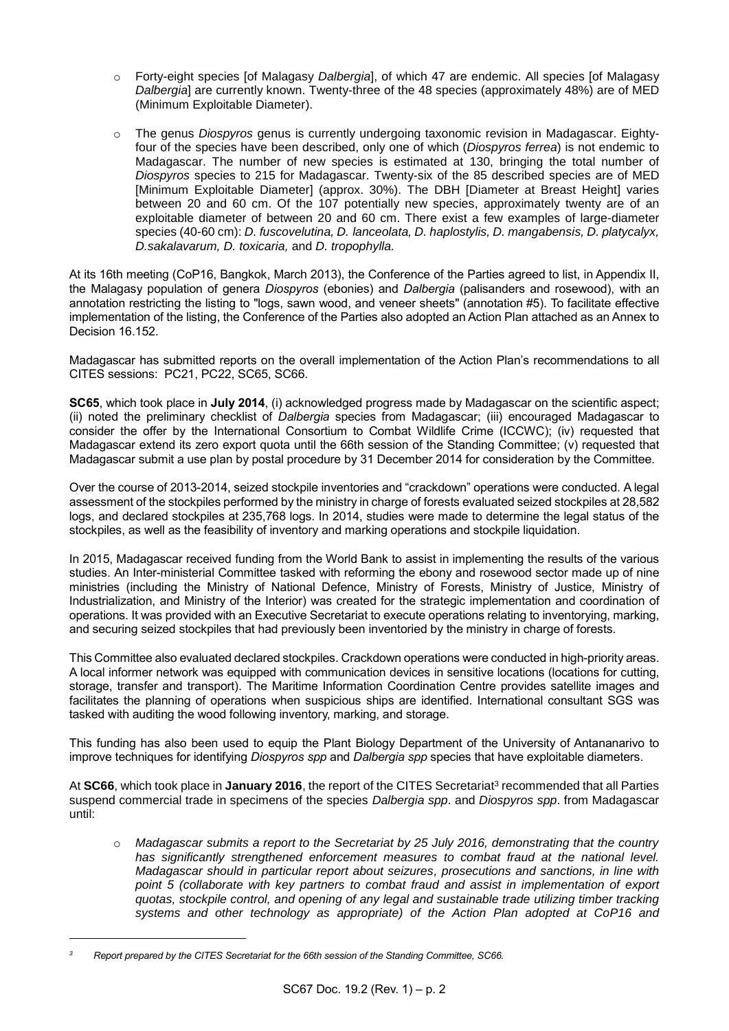- Forty-eight species [of Malagasy *Dalbergia*], of which 47 are endemic. All species [of Malagasy *Dalbergia*] are currently known. Twenty-three of the 48 species (approximately 48%) are of MED (Minimum Exploitable Diameter).

- The genus *Diospyros* genus is currently undergoing taxonomic revision in Madagascar. Eighty-four of the species have been described, only one of which (*Diospyros ferrea*) is not endemic to Madagascar. The number of new species is estimated at 130, bringing the total number of *Diospyros* species to 215 for Madagascar. Twenty-six of the 85 described species are of MED [Minimum Exploitable Diameter] (approx. 30%). The DBH [Diameter at Breast Height] varies between 20 and 60 cm. Of the 107 potentially new species, approximately twenty are of an exploitable diameter of between 20 and 60 cm. There exist a few examples of large-diameter species (40-60 cm): *D. fuscovelutina, D. lanceolata, D. haplostylis, D. mangabensis, D. platycalyx, D.sakalavarum, D. toxicaria,* and *D. tropophylla.*

At its 16th meeting (CoP16, Bangkok, March 2013), the Conference of the Parties agreed to list, in Appendix II, the Malagasy population of genera *Diospyros* (ebonies) and *Dalbergia* (palisanders and rosewood), with an annotation restricting the listing to "logs, sawn wood, and veneer sheets" (annotation #5). To facilitate effective implementation of the listing, the Conference of the Parties also adopted an Action Plan attached as an Annex to Decision 16.152.

Madagascar has submitted reports on the overall implementation of the Action Plan's recommendations to all CITES sessions: PC21, PC22, SC65, SC66.

**SC65**, which took place in **July 2014**, (i) acknowledged progress made by Madagascar on the scientific aspect; (ii) noted the preliminary checklist of *Dalbergia* species from Madagascar; (iii) encouraged Madagascar to consider the offer by the International Consortium to Combat Wildlife Crime (ICCWC); (iv) requested that Madagascar extend its zero export quota until the 66th session of the Standing Committee; (v) requested that Madagascar submit a use plan by postal procedure by 31 December 2014 for consideration by the Committee.

Over the course of 2013-2014, seized stockpile inventories and "crackdown" operations were conducted. A legal assessment of the stockpiles performed by the ministry in charge of forests evaluated seized stockpiles at 28,582 logs, and declared stockpiles at 235,768 logs. In 2014, studies were made to determine the legal status of the stockpiles, as well as the feasibility of inventory and marking operations and stockpile liquidation.

In 2015, Madagascar received funding from the World Bank to assist in implementing the results of the various studies. An Inter-ministerial Committee tasked with reforming the ebony and rosewood sector made up of nine ministries (including the Ministry of National Defence, Ministry of Forests, Ministry of Justice, Ministry of Industrialization, and Ministry of the Interior) was created for the strategic implementation and coordination of operations. It was provided with an Executive Secretariat to execute operations relating to inventorying, marking, and securing seized stockpiles that had previously been inventoried by the ministry in charge of forests.

This Committee also evaluated declared stockpiles. Crackdown operations were conducted in high-priority areas. A local informer network was equipped with communication devices in sensitive locations (locations for cutting, storage, transfer and transport). The Maritime Information Coordination Centre provides satellite images and facilitates the planning of operations when suspicious ships are identified. International consultant SGS was tasked with auditing the wood following inventory, marking, and storage.

This funding has also been used to equip the Plant Biology Department of the University of Antananarivo to improve techniques for identifying *Diospyros spp* and *Dalbergia spp* species that have exploitable diameters.

At **SC66**, which took place in **January 2016**, the report of the CITES Secretariat[3] recommended that all Parties suspend commercial trade in specimens of the species *Dalbergia spp*. and *Diospyros spp*. from Madagascar until:

- *Madagascar submits a report to the Secretariat by 25 July 2016, demonstrating that the country has significantly strengthened enforcement measures to combat fraud at the national level. Madagascar should in particular report about seizures, prosecutions and sanctions, in line with point 5 (collaborate with key partners to combat fraud and assist in implementation of export quotas, stockpile control, and opening of any legal and sustainable trade utilizing timber tracking systems and other technology as appropriate) of the Action Plan adopted at CoP16 and*

[3] *Report prepared by the CITES Secretariat for the 66th session of the Standing Committee, SC66.*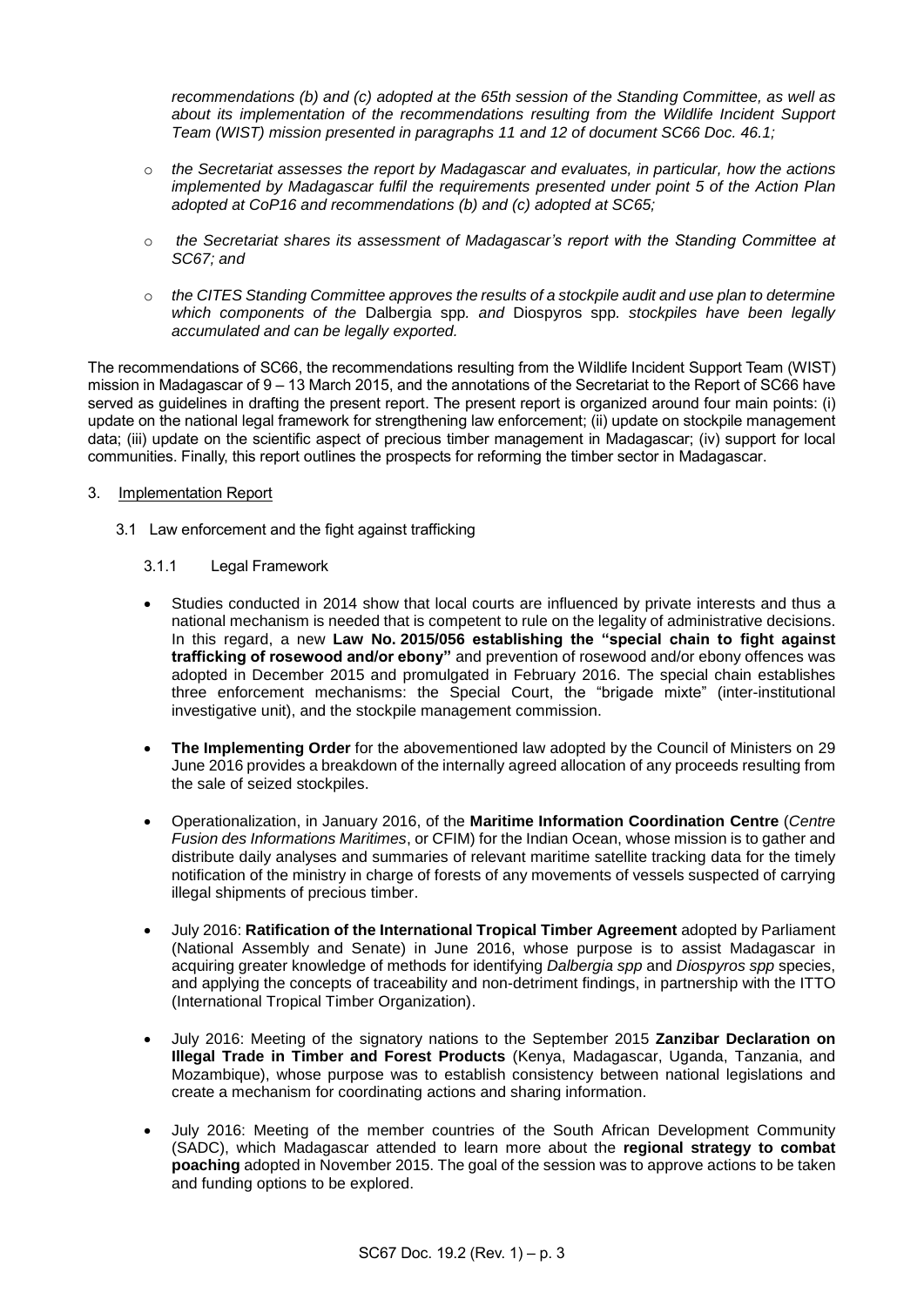*recommendations (b) and (c) adopted at the 65th session of the Standing Committee, as well as about its implementation of the recommendations resulting from the Wildlife Incident Support Team (WIST) mission presented in paragraphs 11 and 12 of document SC66 Doc. 46.1;*

- *the Secretariat assesses the report by Madagascar and evaluates, in particular, how the actions implemented by Madagascar fulfil the requirements presented under point 5 of the Action Plan adopted at CoP16 and recommendations (b) and (c) adopted at SC65;*
- *the Secretariat shares its assessment of Madagascar's report with the Standing Committee at SC67; and*
- *the CITES Standing Committee approves the results of a stockpile audit and use plan to determine which components of the* Dalbergia spp. *and* Diospyros spp. *stockpiles have been legally accumulated and can be legally exported.*

The recommendations of SC66, the recommendations resulting from the Wildlife Incident Support Team (WIST) mission in Madagascar of 9 – 13 March 2015, and the annotations of the Secretariat to the Report of SC66 have served as guidelines in drafting the present report. The present report is organized around four main points: (i) update on the national legal framework for strengthening law enforcement; (ii) update on stockpile management data; (iii) update on the scientific aspect of precious timber management in Madagascar; (iv) support for local communities. Finally, this report outlines the prospects for reforming the timber sector in Madagascar.

3. Implementation Report

3.1 Law enforcement and the fight against trafficking

3.1.1 Legal Framework

- Studies conducted in 2014 show that local courts are influenced by private interests and thus a national mechanism is needed that is competent to rule on the legality of administrative decisions. In this regard, a new **Law No. 2015/056 establishing the "special chain to fight against trafficking of rosewood and/or ebony"** and prevention of rosewood and/or ebony offences was adopted in December 2015 and promulgated in February 2016. The special chain establishes three enforcement mechanisms: the Special Court, the "brigade mixte" (inter-institutional investigative unit), and the stockpile management commission.
- **The Implementing Order** for the abovementioned law adopted by the Council of Ministers on 29 June 2016 provides a breakdown of the internally agreed allocation of any proceeds resulting from the sale of seized stockpiles.
- Operationalization, in January 2016, of the **Maritime Information Coordination Centre** (*Centre Fusion des Informations Maritimes*, or CFIM) for the Indian Ocean, whose mission is to gather and distribute daily analyses and summaries of relevant maritime satellite tracking data for the timely notification of the ministry in charge of forests of any movements of vessels suspected of carrying illegal shipments of precious timber.
- July 2016: **Ratification of the International Tropical Timber Agreement** adopted by Parliament (National Assembly and Senate) in June 2016, whose purpose is to assist Madagascar in acquiring greater knowledge of methods for identifying *Dalbergia spp* and *Diospyros spp* species, and applying the concepts of traceability and non-detriment findings, in partnership with the ITTO (International Tropical Timber Organization).
- July 2016: Meeting of the signatory nations to the September 2015 **Zanzibar Declaration on Illegal Trade in Timber and Forest Products** (Kenya, Madagascar, Uganda, Tanzania, and Mozambique), whose purpose was to establish consistency between national legislations and create a mechanism for coordinating actions and sharing information.
- July 2016: Meeting of the member countries of the South African Development Community (SADC), which Madagascar attended to learn more about the **regional strategy to combat poaching** adopted in November 2015. The goal of the session was to approve actions to be taken and funding options to be explored.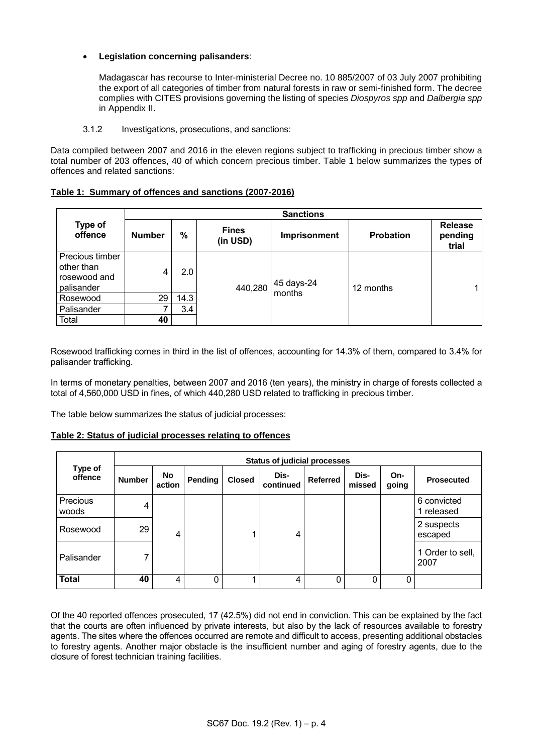- **Legislation concerning palisanders**:

  Madagascar has recourse to Inter-ministerial Decree no. 10 885/2007 of 03 July 2007 prohibiting the export of all categories of timber from natural forests in raw or semi-finished form. The decree complies with CITES provisions governing the listing of species *Diospyros spp* and *Dalbergia spp* in Appendix II.

3.1.2 Investigations, prosecutions, and sanctions:

Data compiled between 2007 and 2016 in the eleven regions subject to trafficking in precious timber show a total number of 203 offences, 40 of which concern precious timber. Table 1 below summarizes the types of offences and related sanctions:

**Table 1: Summary of offences and sanctions (2007-2016)**

| Type of offence | Sanctions | | | | | |
|---|---|---|---|---|---|---|
| | **Number** | **%** | **Fines (in USD)** | **Imprisonment** | **Probation** | **Release pending trial** |
| Precious timber other than rosewood and palisander | 4 | 2.0 | 440,280 | 45 days-24 months | 12 months | 1 |
| Rosewood | 29 | 14.3 | | | | |
| Palisander | 7 | 3.4 | | | | |
| Total | **40** | | | | | |

Rosewood trafficking comes in third in the list of offences, accounting for 14.3% of them, compared to 3.4% for palisander trafficking.

In terms of monetary penalties, between 2007 and 2016 (ten years), the ministry in charge of forests collected a total of 4,560,000 USD in fines, of which 440,280 USD related to trafficking in precious timber.

The table below summarizes the status of judicial processes:

**Table 2: Status of judicial processes relating to offences**

| Type of offence | Status of judicial processes | | | | | | | | |
|---|---|---|---|---|---|---|---|---|---|
| | **Number** | **No action** | **Pending** | **Closed** | **Dis-continued** | **Referred** | **Dis-missed** | **On-going** | **Prosecuted** |
| Precious woods | 4 | 4 | | 1 | 4 | | | | 6 convicted 1 released |
| Rosewood | 29 | | | | | | | | 2 suspects escaped |
| Palisander | 7 | | | | | | | | 1 Order to sell, 2007 |
| **Total** | **40** | 4 | 0 | 1 | 4 | 0 | 0 | 0 | |

Of the 40 reported offences prosecuted, 17 (42.5%) did not end in conviction. This can be explained by the fact that the courts are often influenced by private interests, but also by the lack of resources available to forestry agents. The sites where the offences occurred are remote and difficult to access, presenting additional obstacles to forestry agents. Another major obstacle is the insufficient number and aging of forestry agents, due to the closure of forest technician training facilities.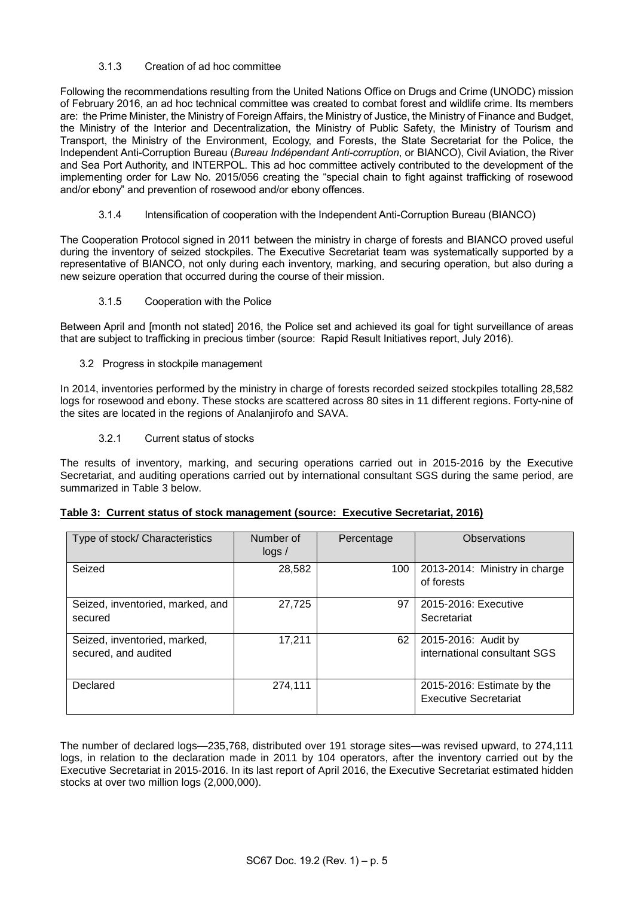#### 3.1.3 Creation of ad hoc committee

Following the recommendations resulting from the United Nations Office on Drugs and Crime (UNODC) mission of February 2016, an ad hoc technical committee was created to combat forest and wildlife crime. Its members are: the Prime Minister, the Ministry of Foreign Affairs, the Ministry of Justice, the Ministry of Finance and Budget, the Ministry of the Interior and Decentralization, the Ministry of Public Safety, the Ministry of Tourism and Transport, the Ministry of the Environment, Ecology, and Forests, the State Secretariat for the Police, the Independent Anti-Corruption Bureau (*Bureau Indépendant Anti-corruption*, or BIANCO), Civil Aviation, the River and Sea Port Authority, and INTERPOL. This ad hoc committee actively contributed to the development of the implementing order for Law No. 2015/056 creating the "special chain to fight against trafficking of rosewood and/or ebony" and prevention of rosewood and/or ebony offences.

#### 3.1.4 Intensification of cooperation with the Independent Anti-Corruption Bureau (BIANCO)

The Cooperation Protocol signed in 2011 between the ministry in charge of forests and BIANCO proved useful during the inventory of seized stockpiles. The Executive Secretariat team was systematically supported by a representative of BIANCO, not only during each inventory, marking, and securing operation, but also during a new seizure operation that occurred during the course of their mission.

#### 3.1.5 Cooperation with the Police

Between April and [month not stated] 2016, the Police set and achieved its goal for tight surveillance of areas that are subject to trafficking in precious timber (source: Rapid Result Initiatives report, July 2016).

### 3.2 Progress in stockpile management

In 2014, inventories performed by the ministry in charge of forests recorded seized stockpiles totalling 28,582 logs for rosewood and ebony. These stocks are scattered across 80 sites in 11 different regions. Forty-nine of the sites are located in the regions of Analanjirofo and SAVA.

#### 3.2.1 Current status of stocks

The results of inventory, marking, and securing operations carried out in 2015-2016 by the Executive Secretariat, and auditing operations carried out by international consultant SGS during the same period, are summarized in Table 3 below.

**Table 3: Current status of stock management (source: Executive Secretariat, 2016)**

| Type of stock/ Characteristics | Number of logs / | Percentage | Observations |
|---|---|---|---|
| Seized | 28,582 | 100 | 2013-2014: Ministry in charge of forests |
| Seized, inventoried, marked, and secured | 27,725 | 97 | 2015-2016: Executive Secretariat |
| Seized, inventoried, marked, secured, and audited | 17,211 | 62 | 2015-2016: Audit by international consultant SGS |
| Declared | 274,111 | | 2015-2016: Estimate by the Executive Secretariat |

The number of declared logs—235,768, distributed over 191 storage sites—was revised upward, to 274,111 logs, in relation to the declaration made in 2011 by 104 operators, after the inventory carried out by the Executive Secretariat in 2015-2016. In its last report of April 2016, the Executive Secretariat estimated hidden stocks at over two million logs (2,000,000).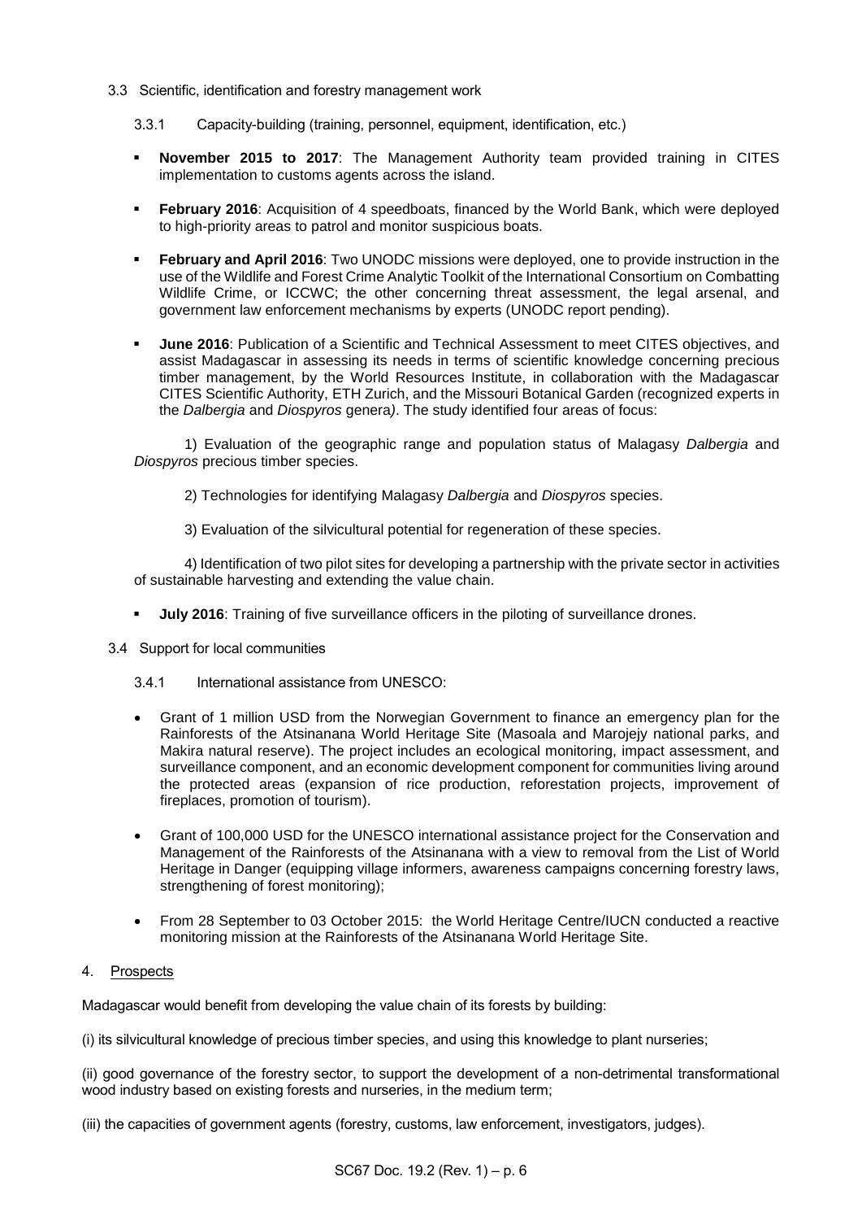### 3.3 Scientific, identification and forestry management work

#### 3.3.1 Capacity-building (training, personnel, equipment, identification, etc.)

- **November 2015 to 2017**: The Management Authority team provided training in CITES implementation to customs agents across the island.
- **February 2016**: Acquisition of 4 speedboats, financed by the World Bank, which were deployed to high-priority areas to patrol and monitor suspicious boats.
- **February and April 2016**: Two UNODC missions were deployed, one to provide instruction in the use of the Wildlife and Forest Crime Analytic Toolkit of the International Consortium on Combatting Wildlife Crime, or ICCWC; the other concerning threat assessment, the legal arsenal, and government law enforcement mechanisms by experts (UNODC report pending).
- **June 2016**: Publication of a Scientific and Technical Assessment to meet CITES objectives, and assist Madagascar in assessing its needs in terms of scientific knowledge concerning precious timber management, by the World Resources Institute, in collaboration with the Madagascar CITES Scientific Authority, ETH Zurich, and the Missouri Botanical Garden (recognized experts in the *Dalbergia* and *Diospyros* genera*)*. The study identified four areas of focus:

  1) Evaluation of the geographic range and population status of Malagasy *Dalbergia* and *Diospyros* precious timber species.

  2) Technologies for identifying Malagasy *Dalbergia* and *Diospyros* species.

  3) Evaluation of the silvicultural potential for regeneration of these species.

  4) Identification of two pilot sites for developing a partnership with the private sector in activities of sustainable harvesting and extending the value chain.

- **July 2016**: Training of five surveillance officers in the piloting of surveillance drones.

### 3.4 Support for local communities

#### 3.4.1 International assistance from UNESCO:

- Grant of 1 million USD from the Norwegian Government to finance an emergency plan for the Rainforests of the Atsinanana World Heritage Site (Masoala and Marojejy national parks, and Makira natural reserve). The project includes an ecological monitoring, impact assessment, and surveillance component, and an economic development component for communities living around the protected areas (expansion of rice production, reforestation projects, improvement of fireplaces, promotion of tourism).
- Grant of 100,000 USD for the UNESCO international assistance project for the Conservation and Management of the Rainforests of the Atsinanana with a view to removal from the List of World Heritage in Danger (equipping village informers, awareness campaigns concerning forestry laws, strengthening of forest monitoring);
- From 28 September to 03 October 2015: the World Heritage Centre/IUCN conducted a reactive monitoring mission at the Rainforests of the Atsinanana World Heritage Site.

## 4. Prospects

Madagascar would benefit from developing the value chain of its forests by building:

(i) its silvicultural knowledge of precious timber species, and using this knowledge to plant nurseries;

(ii) good governance of the forestry sector, to support the development of a non-detrimental transformational wood industry based on existing forests and nurseries, in the medium term;

(iii) the capacities of government agents (forestry, customs, law enforcement, investigators, judges).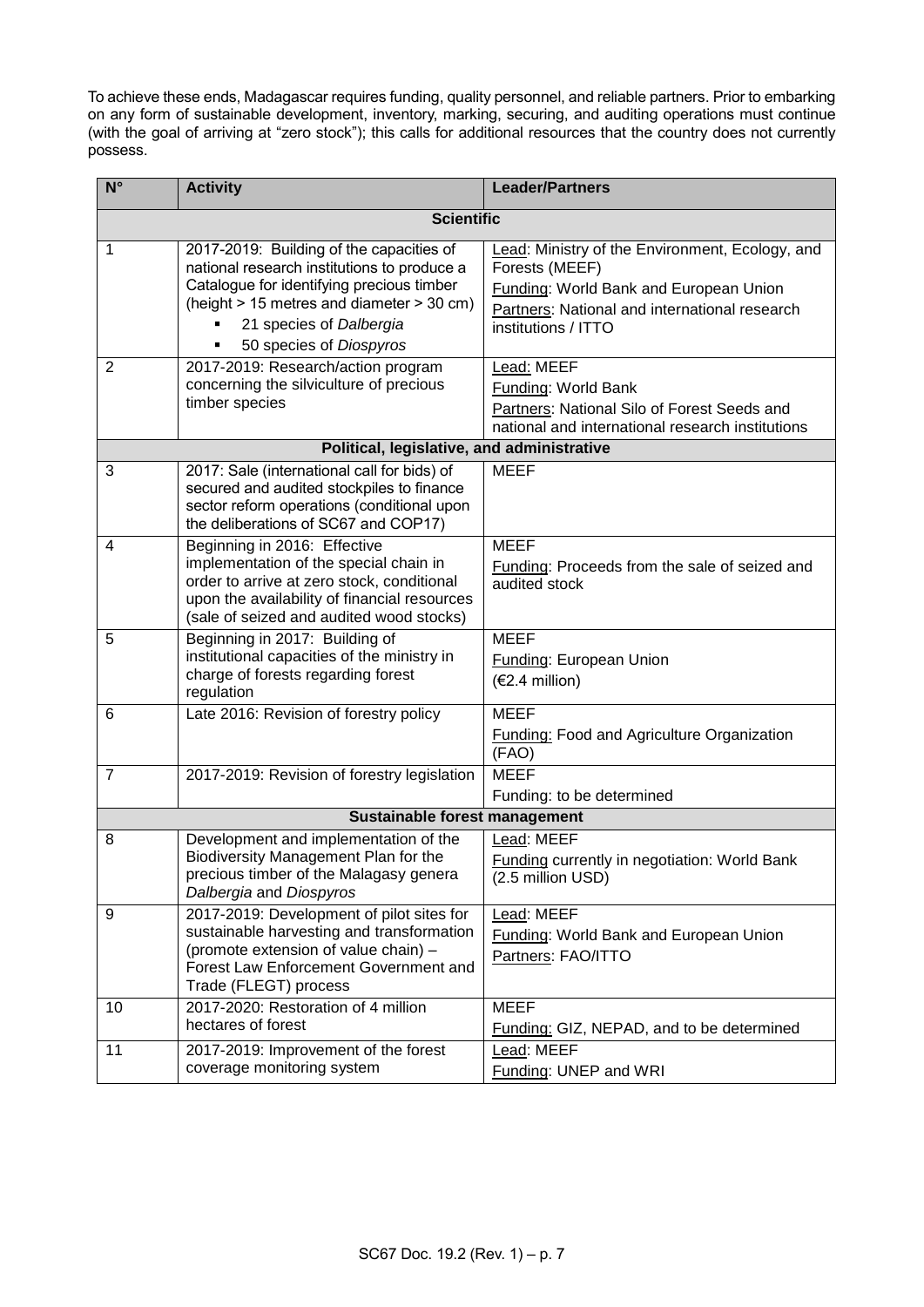To achieve these ends, Madagascar requires funding, quality personnel, and reliable partners. Prior to embarking on any form of sustainable development, inventory, marking, securing, and auditing operations must continue (with the goal of arriving at "zero stock"); this calls for additional resources that the country does not currently possess.

| N° | Activity | Leader/Partners |
|---|---|---|
| **Scientific** | | |
| 1 | 2017-2019: Building of the capacities of national research institutions to produce a Catalogue for identifying precious timber (height > 15 metres and diameter > 30 cm)<br>▪ 21 species of *Dalbergia*<br>▪ 50 species of *Diospyros* | Lead: Ministry of the Environment, Ecology, and Forests (MEEF)<br>Funding: World Bank and European Union<br>Partners: National and international research institutions / ITTO |
| 2 | 2017-2019: Research/action program concerning the silviculture of precious timber species | Lead: MEEF<br>Funding: World Bank<br>Partners: National Silo of Forest Seeds and national and international research institutions |
| **Political, legislative, and administrative** | | |
| 3 | 2017: Sale (international call for bids) of secured and audited stockpiles to finance sector reform operations (conditional upon the deliberations of SC67 and COP17) | MEEF |
| 4 | Beginning in 2016: Effective implementation of the special chain in order to arrive at zero stock, conditional upon the availability of financial resources (sale of seized and audited wood stocks) | MEEF<br>Funding: Proceeds from the sale of seized and audited stock |
| 5 | Beginning in 2017: Building of institutional capacities of the ministry in charge of forests regarding forest regulation | MEEF<br>Funding: European Union<br>(€2.4 million) |
| 6 | Late 2016: Revision of forestry policy | MEEF<br>Funding: Food and Agriculture Organization (FAO) |
| 7 | 2017-2019: Revision of forestry legislation | MEEF<br>Funding: to be determined |
| **Sustainable forest management** | | |
| 8 | Development and implementation of the Biodiversity Management Plan for the precious timber of the Malagasy genera *Dalbergia* and *Diospyros* | Lead: MEEF<br>Funding currently in negotiation: World Bank (2.5 million USD) |
| 9 | 2017-2019: Development of pilot sites for sustainable harvesting and transformation (promote extension of value chain) – Forest Law Enforcement Government and Trade (FLEGT) process | Lead: MEEF<br>Funding: World Bank and European Union<br>Partners: FAO/ITTO |
| 10 | 2017-2020: Restoration of 4 million hectares of forest | MEEF<br>Funding: GIZ, NEPAD, and to be determined |
| 11 | 2017-2019: Improvement of the forest coverage monitoring system | Lead: MEEF<br>Funding: UNEP and WRI |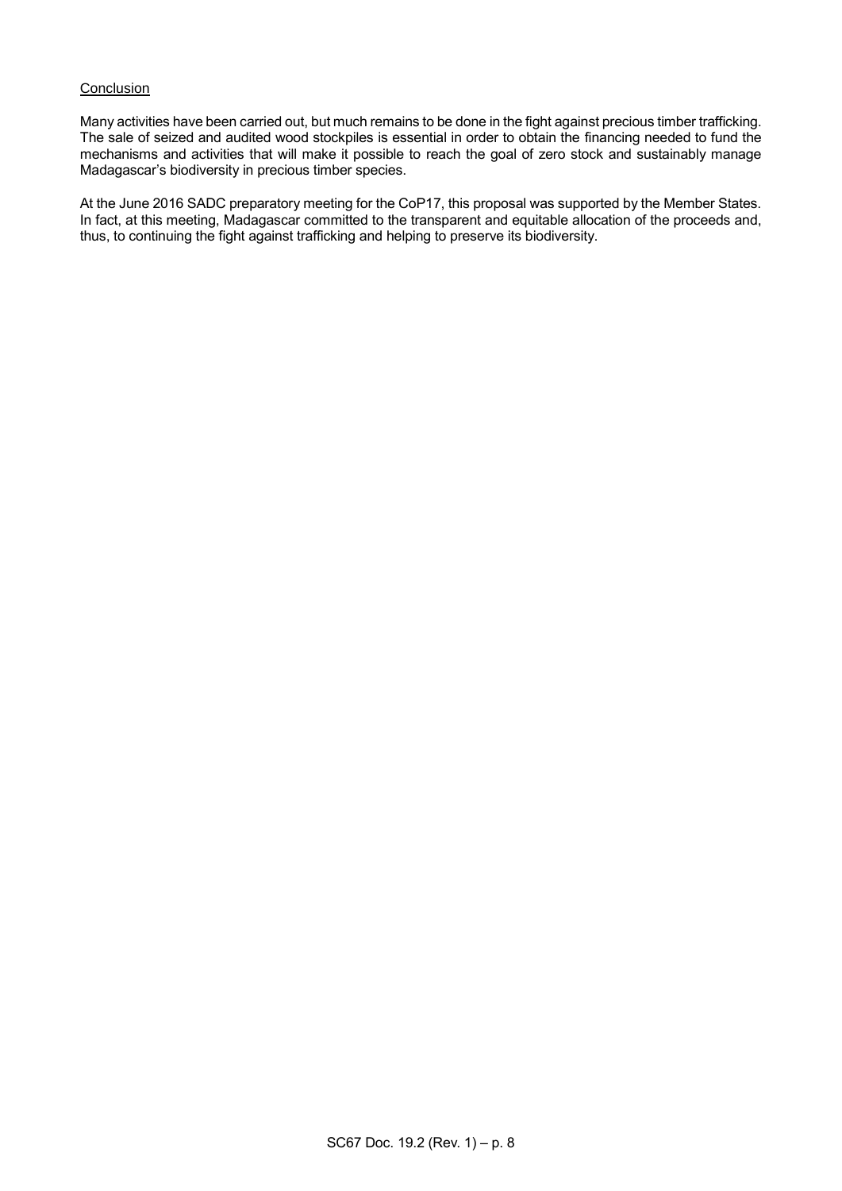Conclusion

Many activities have been carried out, but much remains to be done in the fight against precious timber trafficking. The sale of seized and audited wood stockpiles is essential in order to obtain the financing needed to fund the mechanisms and activities that will make it possible to reach the goal of zero stock and sustainably manage Madagascar's biodiversity in precious timber species.

At the June 2016 SADC preparatory meeting for the CoP17, this proposal was supported by the Member States. In fact, at this meeting, Madagascar committed to the transparent and equitable allocation of the proceeds and, thus, to continuing the fight against trafficking and helping to preserve its biodiversity.